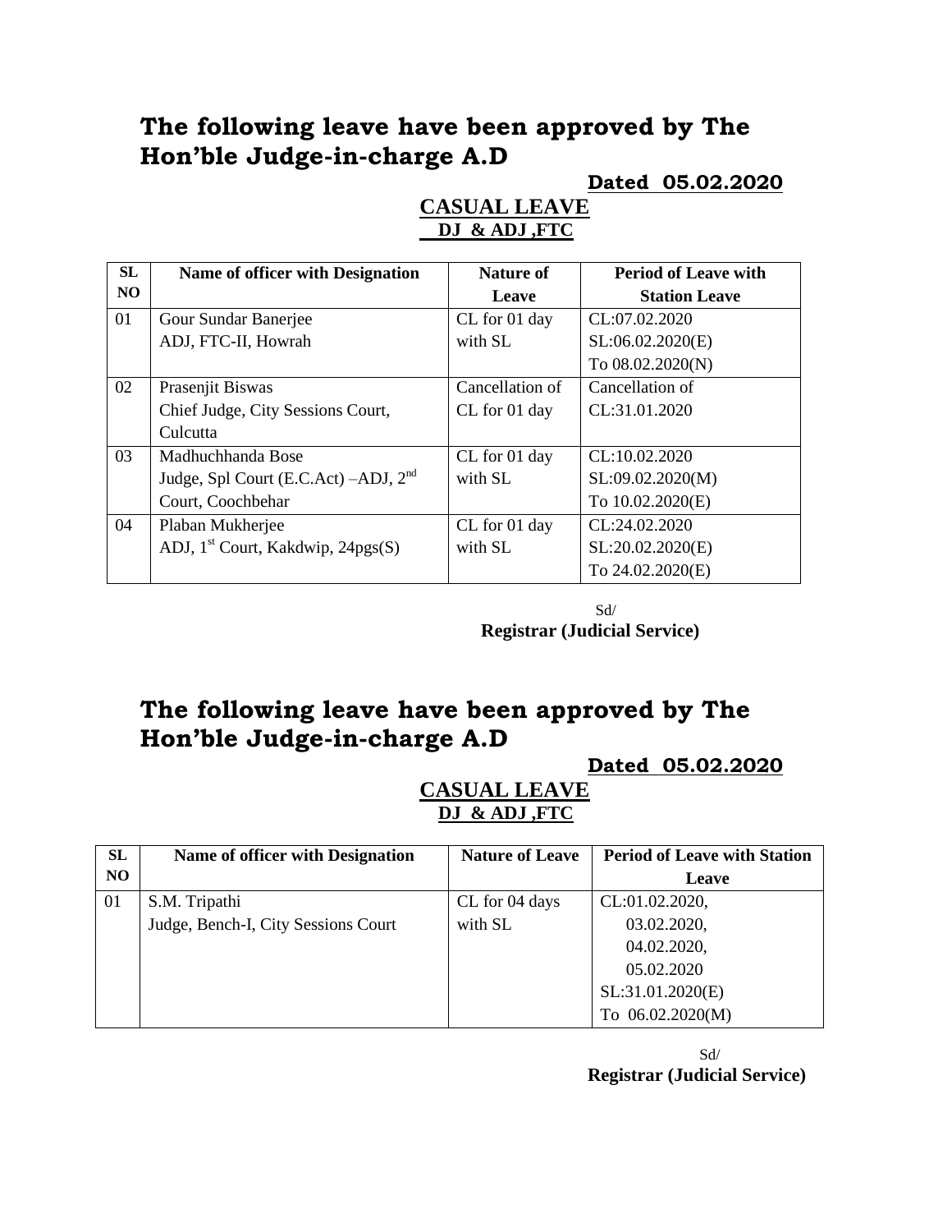# The following leave have been approved by The Hon'ble Judge-in-charge A.D

**Dated 05.02.2020**

**CASUAL LEAVE**

**DJ & ADJ ,FTC**

| SL NO | Name of officer with Designation | Nature of Leave | Period of Leave with Station Leave |
|---|---|---|---|
| 01 | Gour Sundar Banerjee<br>ADJ, FTC-II, Howrah | CL for 01 day with SL | CL:07.02.2020<br>SL:06.02.2020(E)<br>To 08.02.2020(N) |
| 02 | Prasenjit Biswas<br>Chief Judge, City Sessions Court, Culcutta | Cancellation of CL for 01 day | Cancellation of CL:31.01.2020 |
| 03 | Madhuchhanda Bose<br>Judge, Spl Court (E.C.Act) –ADJ, 2nd Court, Coochbehar | CL for 01 day with SL | CL:10.02.2020<br>SL:09.02.2020(M)<br>To 10.02.2020(E) |
| 04 | Plaban Mukherjee<br>ADJ, 1st Court, Kakdwip, 24pgs(S) | CL for 01 day with SL | CL:24.02.2020<br>SL:20.02.2020(E)<br>To 24.02.2020(E) |

Sd/
**Registrar (Judicial Service)**

# The following leave have been approved by The Hon'ble Judge-in-charge A.D

**Dated 05.02.2020**

**CASUAL LEAVE**

**DJ & ADJ ,FTC**

| SL NO | Name of officer with Designation | Nature of Leave | Period of Leave with Station Leave |
|---|---|---|---|
| 01 | S.M. Tripathi<br>Judge, Bench-I, City Sessions Court | CL for 04 days with SL | CL:01.02.2020,<br>03.02.2020,<br>04.02.2020,<br>05.02.2020<br>SL:31.01.2020(E)<br>To 06.02.2020(M) |

Sd/
**Registrar (Judicial Service)**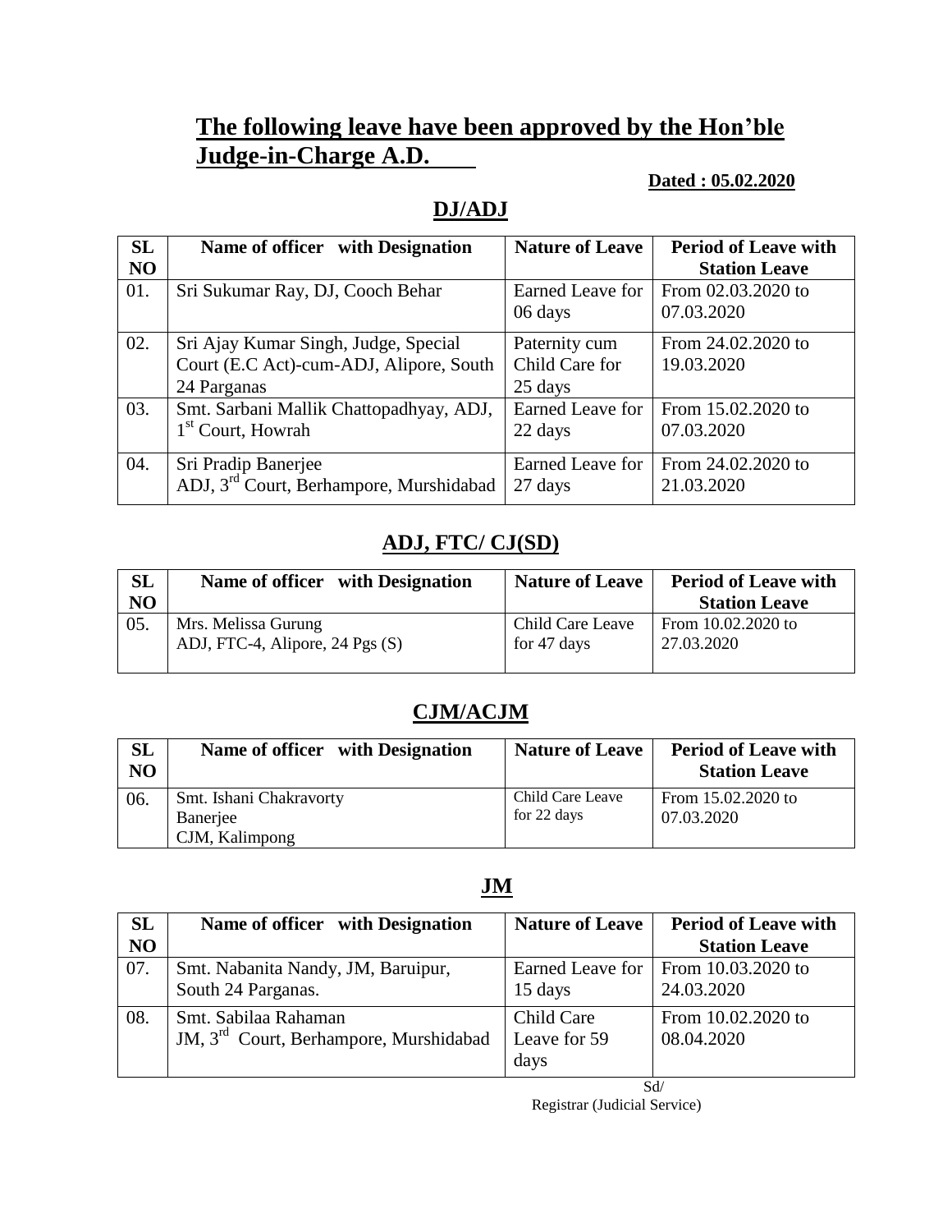# The following leave have been approved by the Hon'ble Judge-in-Charge A.D.

**Dated : 05.02.2020**

## DJ/ADJ

| SL NO | Name of officer with Designation | Nature of Leave | Period of Leave with Station Leave |
|---|---|---|---|
| 01. | Sri Sukumar Ray, DJ, Cooch Behar | Earned Leave for 06 days | From 02.03.2020 to 07.03.2020 |
| 02. | Sri Ajay Kumar Singh, Judge, Special Court (E.C Act)-cum-ADJ, Alipore, South 24 Parganas | Paternity cum Child Care for 25 days | From 24.02.2020 to 19.03.2020 |
| 03. | Smt. Sarbani Mallik Chattopadhyay, ADJ, 1st Court, Howrah | Earned Leave for 22 days | From 15.02.2020 to 07.03.2020 |
| 04. | Sri Pradip Banerjee ADJ, 3rd Court, Berhampore, Murshidabad | Earned Leave for 27 days | From 24.02.2020 to 21.03.2020 |

## ADJ, FTC/ CJ(SD)

| SL NO | Name of officer with Designation | Nature of Leave | Period of Leave with Station Leave |
|---|---|---|---|
| 05. | Mrs. Melissa Gurung ADJ, FTC-4, Alipore, 24 Pgs (S) | Child Care Leave for 47 days | From 10.02.2020 to 27.03.2020 |

## CJM/ACJM

| SL NO | Name of officer with Designation | Nature of Leave | Period of Leave with Station Leave |
|---|---|---|---|
| 06. | Smt. Ishani Chakravorty Banerjee CJM, Kalimpong | Child Care Leave for 22 days | From 15.02.2020 to 07.03.2020 |

## JM

| SL NO | Name of officer with Designation | Nature of Leave | Period of Leave with Station Leave |
|---|---|---|---|
| 07. | Smt. Nabanita Nandy, JM, Baruipur, South 24 Parganas. | Earned Leave for 15 days | From 10.03.2020 to 24.03.2020 |
| 08. | Smt. Sabilaa Rahaman JM, 3rd Court, Berhampore, Murshidabad | Child Care Leave for 59 days | From 10.02.2020 to 08.04.2020 |

Sd/
Registrar (Judicial Service)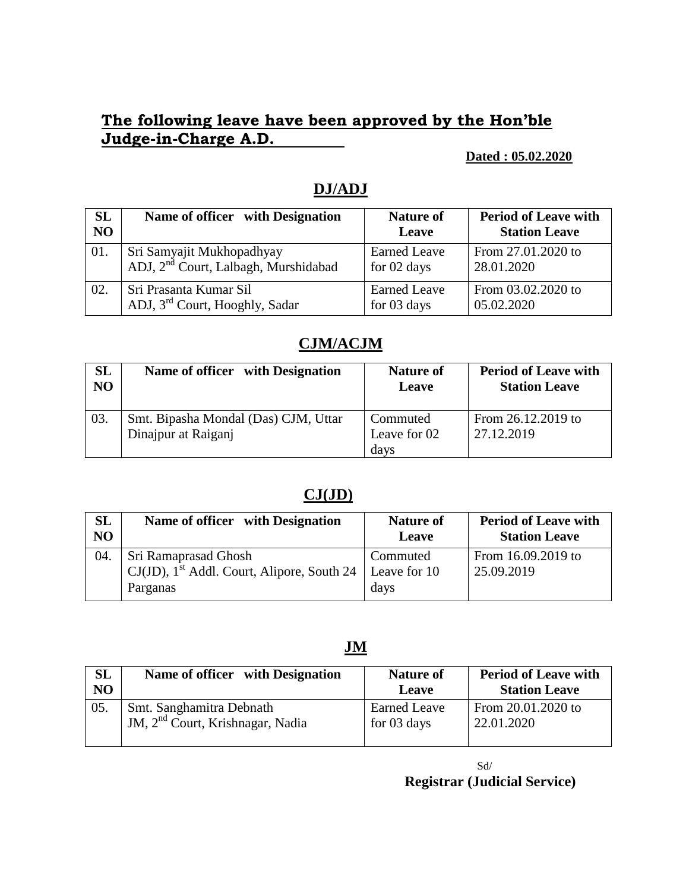## **The following leave have been approved by the Hon'ble Judge-in-Charge A.D.**

**Dated : 05.02.2020**

## DJ/ADJ

| SL NO | Name of officer with Designation | Nature of Leave | Period of Leave with Station Leave |
|---|---|---|---|
| 01. | Sri Samyajit Mukhopadhyay ADJ, 2nd Court, Lalbagh, Murshidabad | Earned Leave for 02 days | From 27.01.2020 to 28.01.2020 |
| 02. | Sri Prasanta Kumar Sil ADJ, 3rd Court, Hooghly, Sadar | Earned Leave for 03 days | From 03.02.2020 to 05.02.2020 |

## CJM/ACJM

| SL NO | Name of officer with Designation | Nature of Leave | Period of Leave with Station Leave |
|---|---|---|---|
| 03. | Smt. Bipasha Mondal (Das) CJM, Uttar Dinajpur at Raiganj | Commuted Leave for 02 days | From 26.12.2019 to 27.12.2019 |

## CJ(JD)

| SL NO | Name of officer with Designation | Nature of Leave | Period of Leave with Station Leave |
|---|---|---|---|
| 04. | Sri Ramaprasad Ghosh CJ(JD), 1st Addl. Court, Alipore, South 24 Parganas | Commuted Leave for 10 days | From 16.09.2019 to 25.09.2019 |

## JM

| SL NO | Name of officer with Designation | Nature of Leave | Period of Leave with Station Leave |
|---|---|---|---|
| 05. | Smt. Sanghamitra Debnath JM, 2nd Court, Krishnagar, Nadia | Earned Leave for 03 days | From 20.01.2020 to 22.01.2020 |

Sd/

**Registrar (Judicial Service)**